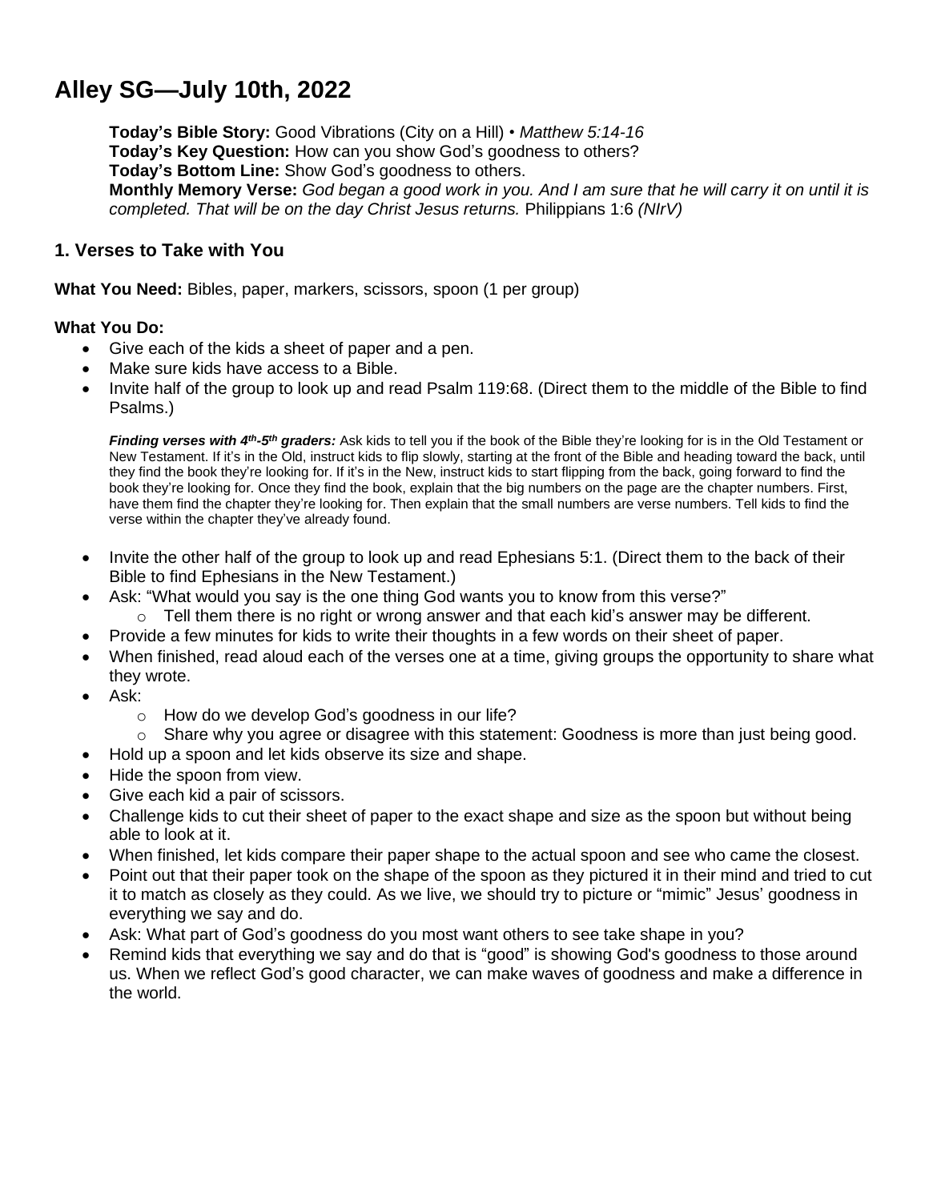# Alley SG—July 10th, 2022

**Today's Bible Story:** Good Vibrations (City on a Hill) • *Matthew 5:14-16*
**Today's Key Question:** How can you show God's goodness to others?
**Today's Bottom Line:** Show God's goodness to others.
**Monthly Memory Verse:** *God began a good work in you. And I am sure that he will carry it on until it is completed. That will be on the day Christ Jesus returns.* Philippians 1:6 *(NIrV)*

## 1. Verses to Take with You

**What You Need:** Bibles, paper, markers, scissors, spoon (1 per group)

**What You Do:**

- Give each of the kids a sheet of paper and a pen.
- Make sure kids have access to a Bible.
- Invite half of the group to look up and read Psalm 119:68. (Direct them to the middle of the Bible to find Psalms.)

  ***Finding verses with 4th-5th graders:*** Ask kids to tell you if the book of the Bible they're looking for is in the Old Testament or New Testament. If it's in the Old, instruct kids to flip slowly, starting at the front of the Bible and heading toward the back, until they find the book they're looking for. If it's in the New, instruct kids to start flipping from the back, going forward to find the book they're looking for. Once they find the book, explain that the big numbers on the page are the chapter numbers. First, have them find the chapter they're looking for. Then explain that the small numbers are verse numbers. Tell kids to find the verse within the chapter they've already found.

- Invite the other half of the group to look up and read Ephesians 5:1. (Direct them to the back of their Bible to find Ephesians in the New Testament.)
- Ask: "What would you say is the one thing God wants you to know from this verse?"
  - Tell them there is no right or wrong answer and that each kid's answer may be different.
- Provide a few minutes for kids to write their thoughts in a few words on their sheet of paper.
- When finished, read aloud each of the verses one at a time, giving groups the opportunity to share what they wrote.
- Ask:
  - How do we develop God's goodness in our life?
  - Share why you agree or disagree with this statement: Goodness is more than just being good.
- Hold up a spoon and let kids observe its size and shape.
- Hide the spoon from view.
- Give each kid a pair of scissors.
- Challenge kids to cut their sheet of paper to the exact shape and size as the spoon but without being able to look at it.
- When finished, let kids compare their paper shape to the actual spoon and see who came the closest.
- Point out that their paper took on the shape of the spoon as they pictured it in their mind and tried to cut it to match as closely as they could. As we live, we should try to picture or "mimic" Jesus' goodness in everything we say and do.
- Ask: What part of God's goodness do you most want others to see take shape in you?
- Remind kids that everything we say and do that is "good" is showing God's goodness to those around us. When we reflect God's good character, we can make waves of goodness and make a difference in the world.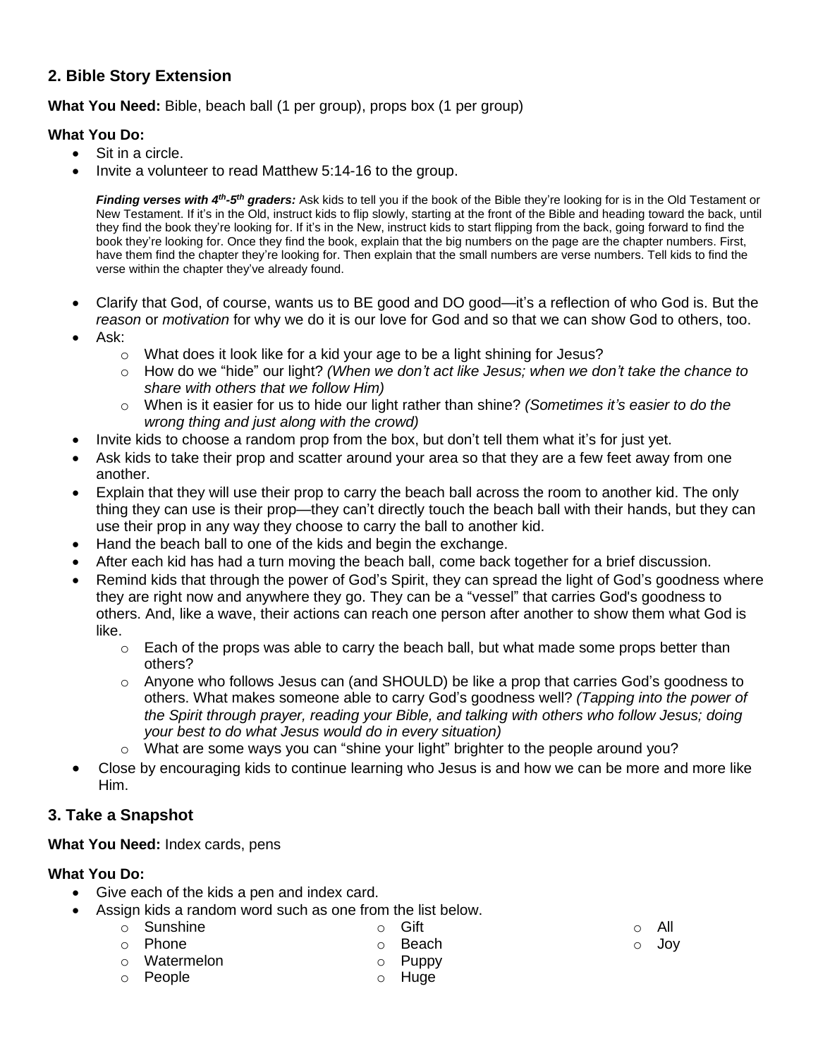## 2. Bible Story Extension

**What You Need:** Bible, beach ball (1 per group), props box (1 per group)

**What You Do:**

- Sit in a circle.
- Invite a volunteer to read Matthew 5:14-16 to the group.

  ***Finding verses with 4th-5th graders:*** Ask kids to tell you if the book of the Bible they're looking for is in the Old Testament or New Testament. If it's in the Old, instruct kids to flip slowly, starting at the front of the Bible and heading toward the back, until they find the book they're looking for. If it's in the New, instruct kids to start flipping from the back, going forward to find the book they're looking for. Once they find the book, explain that the big numbers on the page are the chapter numbers. First, have them find the chapter they're looking for. Then explain that the small numbers are verse numbers. Tell kids to find the verse within the chapter they've already found.

- Clarify that God, of course, wants us to BE good and DO good—it's a reflection of who God is. But the *reason* or *motivation* for why we do it is our love for God and so that we can show God to others, too.
- Ask:
  - What does it look like for a kid your age to be a light shining for Jesus?
  - How do we "hide" our light? *(When we don't act like Jesus; when we don't take the chance to share with others that we follow Him)*
  - When is it easier for us to hide our light rather than shine? *(Sometimes it's easier to do the wrong thing and just along with the crowd)*
- Invite kids to choose a random prop from the box, but don't tell them what it's for just yet.
- Ask kids to take their prop and scatter around your area so that they are a few feet away from one another.
- Explain that they will use their prop to carry the beach ball across the room to another kid. The only thing they can use is their prop—they can't directly touch the beach ball with their hands, but they can use their prop in any way they choose to carry the ball to another kid.
- Hand the beach ball to one of the kids and begin the exchange.
- After each kid has had a turn moving the beach ball, come back together for a brief discussion.
- Remind kids that through the power of God's Spirit, they can spread the light of God's goodness where they are right now and anywhere they go. They can be a "vessel" that carries God's goodness to others. And, like a wave, their actions can reach one person after another to show them what God is like.
  - Each of the props was able to carry the beach ball, but what made some props better than others?
  - Anyone who follows Jesus can (and SHOULD) be like a prop that carries God's goodness to others. What makes someone able to carry God's goodness well? *(Tapping into the power of the Spirit through prayer, reading your Bible, and talking with others who follow Jesus; doing your best to do what Jesus would do in every situation)*
  - What are some ways you can "shine your light" brighter to the people around you?
- Close by encouraging kids to continue learning who Jesus is and how we can be more and more like Him.

## 3. Take a Snapshot

**What You Need:** Index cards, pens

**What You Do:**

- Give each of the kids a pen and index card.
- Assign kids a random word such as one from the list below.
  - Sunshine
  - Phone
  - Watermelon
  - People
  - Gift
  - Beach
  - Puppy
  - Huge
  - All
  - Joy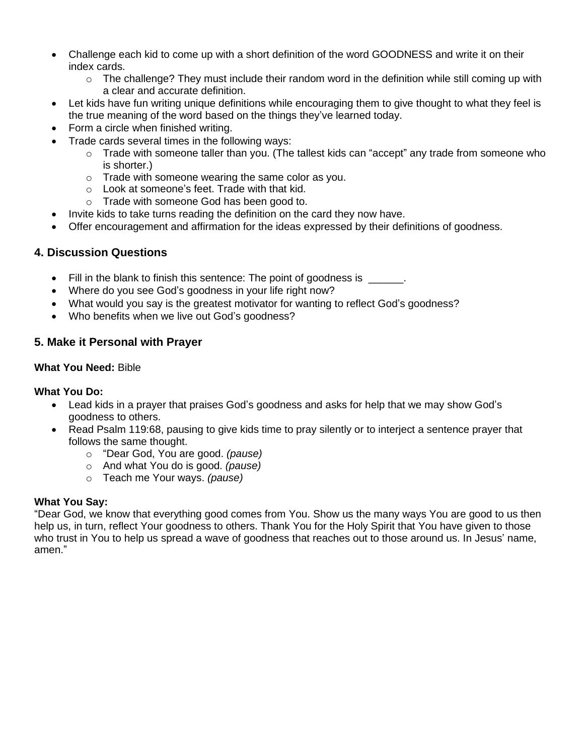- Challenge each kid to come up with a short definition of the word GOODNESS and write it on their index cards.
    - The challenge? They must include their random word in the definition while still coming up with a clear and accurate definition.
- Let kids have fun writing unique definitions while encouraging them to give thought to what they feel is the true meaning of the word based on the things they've learned today.
- Form a circle when finished writing.
- Trade cards several times in the following ways:
    - Trade with someone taller than you. (The tallest kids can "accept" any trade from someone who is shorter.)
    - Trade with someone wearing the same color as you.
    - Look at someone's feet. Trade with that kid.
    - Trade with someone God has been good to.
- Invite kids to take turns reading the definition on the card they now have.
- Offer encouragement and affirmation for the ideas expressed by their definitions of goodness.

## 4. Discussion Questions

- Fill in the blank to finish this sentence: The point of goodness is ______.
- Where do you see God's goodness in your life right now?
- What would you say is the greatest motivator for wanting to reflect God's goodness?
- Who benefits when we live out God's goodness?

## 5. Make it Personal with Prayer

**What You Need:** Bible

**What You Do:**

- Lead kids in a prayer that praises God's goodness and asks for help that we may show God's goodness to others.
- Read Psalm 119:68, pausing to give kids time to pray silently or to interject a sentence prayer that follows the same thought.
    - "Dear God, You are good. *(pause)*
    - And what You do is good. *(pause)*
    - Teach me Your ways. *(pause)*

**What You Say:**

"Dear God, we know that everything good comes from You. Show us the many ways You are good to us then help us, in turn, reflect Your goodness to others. Thank You for the Holy Spirit that You have given to those who trust in You to help us spread a wave of goodness that reaches out to those around us. In Jesus' name, amen."